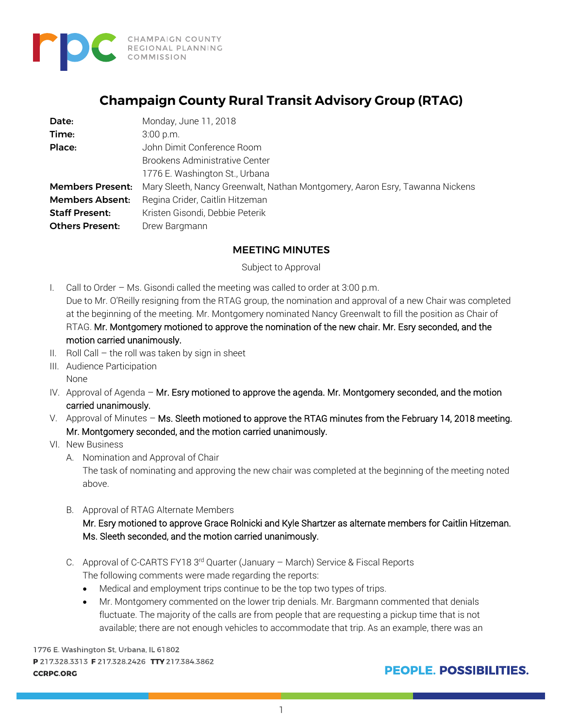CHAMPAIGN COUNTY REGIONAL PLANNING COMMISSION

# Champaign County Rural Transit Advisory Group (RTAG)

| | |
|---|---|
| **Date:** | Monday, June 11, 2018 |
| **Time:** | 3:00 p.m. |
| **Place:** | John Dimit Conference Room<br>Brookens Administrative Center<br>1776 E. Washington St., Urbana |
| **Members Present:** | Mary Sleeth, Nancy Greenwalt, Nathan Montgomery, Aaron Esry, Tawanna Nickens |
| **Members Absent:** | Regina Crider, Caitlin Hitzeman |
| **Staff Present:** | Kristen Gisondi, Debbie Peterik |
| **Others Present:** | Drew Bargmann |

## MEETING MINUTES

Subject to Approval

I. Call to Order – Ms. Gisondi called the meeting was called to order at 3:00 p.m.
Due to Mr. O'Reilly resigning from the RTAG group, the nomination and approval of a new Chair was completed at the beginning of the meeting. Mr. Montgomery nominated Nancy Greenwalt to fill the position as Chair of RTAG. Mr. Montgomery motioned to approve the nomination of the new chair. Mr. Esry seconded, and the motion carried unanimously.

II. Roll Call – the roll was taken by sign in sheet

III. Audience Participation
None

IV. Approval of Agenda – Mr. Esry motioned to approve the agenda. Mr. Montgomery seconded, and the motion carried unanimously.

V. Approval of Minutes – Ms. Sleeth motioned to approve the RTAG minutes from the February 14, 2018 meeting. Mr. Montgomery seconded, and the motion carried unanimously.

VI. New Business

A. Nomination and Approval of Chair
The task of nominating and approving the new chair was completed at the beginning of the meeting noted above.

B. Approval of RTAG Alternate Members
Mr. Esry motioned to approve Grace Rolnicki and Kyle Shartzer as alternate members for Caitlin Hitzeman. Ms. Sleeth seconded, and the motion carried unanimously.

C. Approval of C-CARTS FY18 3rd Quarter (January – March) Service & Fiscal Reports
The following comments were made regarding the reports:

- Medical and employment trips continue to be the top two types of trips.
- Mr. Montgomery commented on the lower trip denials. Mr. Bargmann commented that denials fluctuate. The majority of the calls are from people that are requesting a pickup time that is not available; there are not enough vehicles to accommodate that trip. As an example, there was an

1776 E. Washington St, Urbana, IL 61802
P 217.328.3313 F 217.328.2426 TTY 217.384.3862
CCRPC.ORG

PEOPLE. POSSIBILITIES.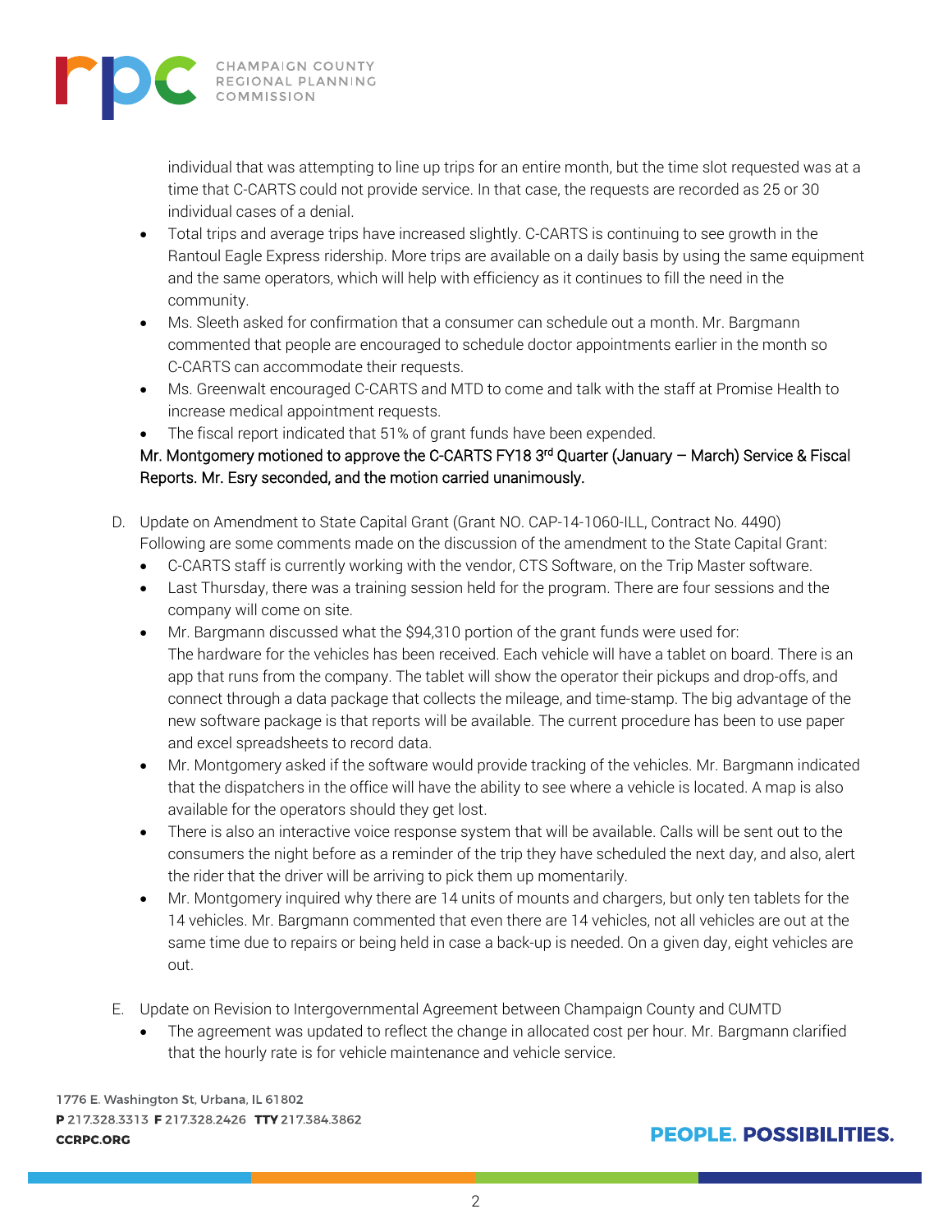individual that was attempting to line up trips for an entire month, but the time slot requested was at a time that C-CARTS could not provide service. In that case, the requests are recorded as 25 or 30 individual cases of a denial.

- Total trips and average trips have increased slightly. C-CARTS is continuing to see growth in the Rantoul Eagle Express ridership. More trips are available on a daily basis by using the same equipment and the same operators, which will help with efficiency as it continues to fill the need in the community.
- Ms. Sleeth asked for confirmation that a consumer can schedule out a month. Mr. Bargmann commented that people are encouraged to schedule doctor appointments earlier in the month so C-CARTS can accommodate their requests.
- Ms. Greenwalt encouraged C-CARTS and MTD to come and talk with the staff at Promise Health to increase medical appointment requests.
- The fiscal report indicated that 51% of grant funds have been expended.

Mr. Montgomery motioned to approve the C-CARTS FY18 3rd Quarter (January – March) Service & Fiscal Reports. Mr. Esry seconded, and the motion carried unanimously.

D. Update on Amendment to State Capital Grant (Grant NO. CAP-14-1060-ILL, Contract No. 4490)
Following are some comments made on the discussion of the amendment to the State Capital Grant:
- C-CARTS staff is currently working with the vendor, CTS Software, on the Trip Master software.
- Last Thursday, there was a training session held for the program. There are four sessions and the company will come on site.
- Mr. Bargmann discussed what the $94,310 portion of the grant funds were used for:
  The hardware for the vehicles has been received. Each vehicle will have a tablet on board. There is an app that runs from the company. The tablet will show the operator their pickups and drop-offs, and connect through a data package that collects the mileage, and time-stamp. The big advantage of the new software package is that reports will be available. The current procedure has been to use paper and excel spreadsheets to record data.
- Mr. Montgomery asked if the software would provide tracking of the vehicles. Mr. Bargmann indicated that the dispatchers in the office will have the ability to see where a vehicle is located. A map is also available for the operators should they get lost.
- There is also an interactive voice response system that will be available. Calls will be sent out to the consumers the night before as a reminder of the trip they have scheduled the next day, and also, alert the rider that the driver will be arriving to pick them up momentarily.
- Mr. Montgomery inquired why there are 14 units of mounts and chargers, but only ten tablets for the 14 vehicles. Mr. Bargmann commented that even there are 14 vehicles, not all vehicles are out at the same time due to repairs or being held in case a back-up is needed. On a given day, eight vehicles are out.

E. Update on Revision to Intergovernmental Agreement between Champaign County and CUMTD
- The agreement was updated to reflect the change in allocated cost per hour. Mr. Bargmann clarified that the hourly rate is for vehicle maintenance and vehicle service.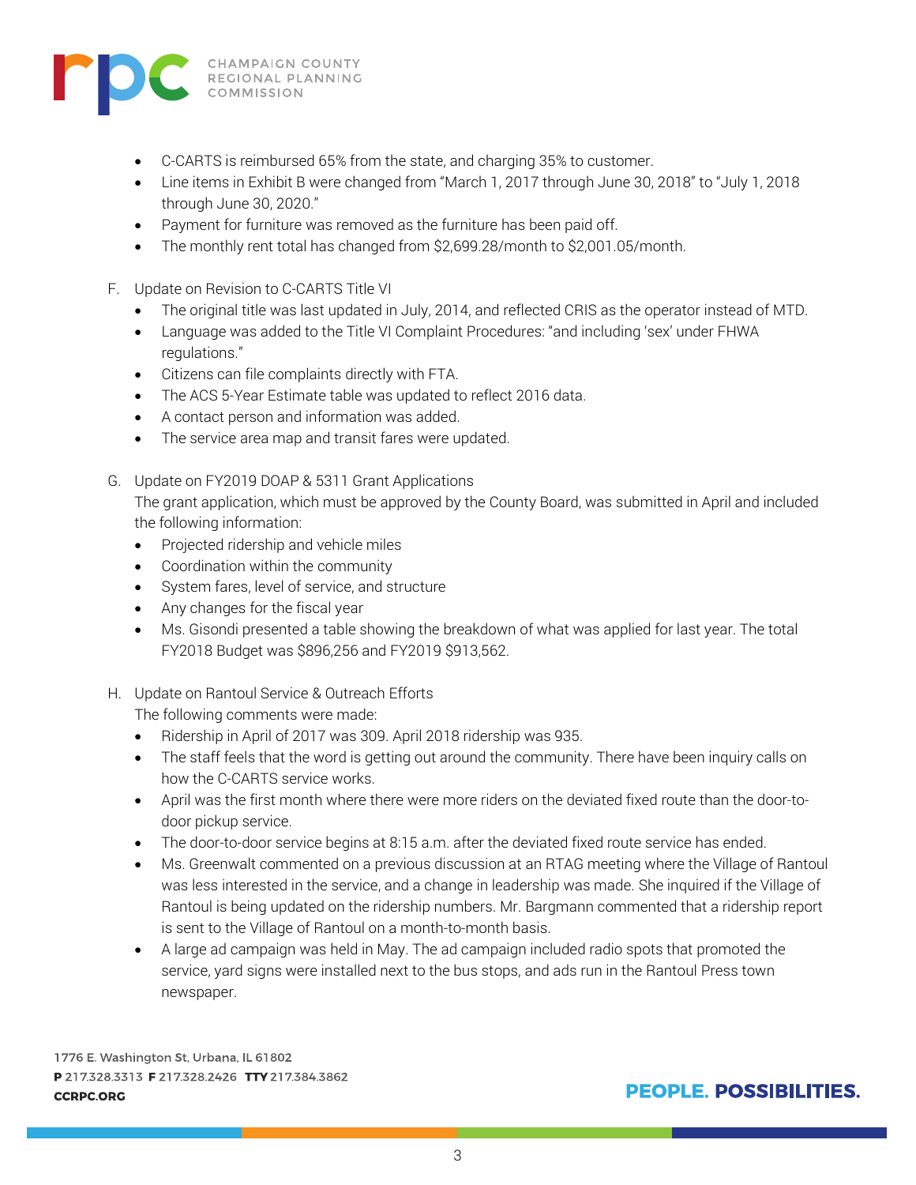- C-CARTS is reimbursed 65% from the state, and charging 35% to customer.
- Line items in Exhibit B were changed from "March 1, 2017 through June 30, 2018" to "July 1, 2018 through June 30, 2020."
- Payment for furniture was removed as the furniture has been paid off.
- The monthly rent total has changed from $2,699.28/month to $2,001.05/month.

F. Update on Revision to C-CARTS Title VI
   - The original title was last updated in July, 2014, and reflected CRIS as the operator instead of MTD.
   - Language was added to the Title VI Complaint Procedures: "and including 'sex' under FHWA regulations."
   - Citizens can file complaints directly with FTA.
   - The ACS 5-Year Estimate table was updated to reflect 2016 data.
   - A contact person and information was added.
   - The service area map and transit fares were updated.

G. Update on FY2019 DOAP & 5311 Grant Applications

   The grant application, which must be approved by the County Board, was submitted in April and included the following information:
   - Projected ridership and vehicle miles
   - Coordination within the community
   - System fares, level of service, and structure
   - Any changes for the fiscal year
   - Ms. Gisondi presented a table showing the breakdown of what was applied for last year. The total FY2018 Budget was $896,256 and FY2019 $913,562.

H. Update on Rantoul Service & Outreach Efforts

   The following comments were made:
   - Ridership in April of 2017 was 309. April 2018 ridership was 935.
   - The staff feels that the word is getting out around the community. There have been inquiry calls on how the C-CARTS service works.
   - April was the first month where there were more riders on the deviated fixed route than the door-to-door pickup service.
   - The door-to-door service begins at 8:15 a.m. after the deviated fixed route service has ended.
   - Ms. Greenwalt commented on a previous discussion at an RTAG meeting where the Village of Rantoul was less interested in the service, and a change in leadership was made. She inquired if the Village of Rantoul is being updated on the ridership numbers. Mr. Bargmann commented that a ridership report is sent to the Village of Rantoul on a month-to-month basis.
   - A large ad campaign was held in May. The ad campaign included radio spots that promoted the service, yard signs were installed next to the bus stops, and ads run in the Rantoul Press town newspaper.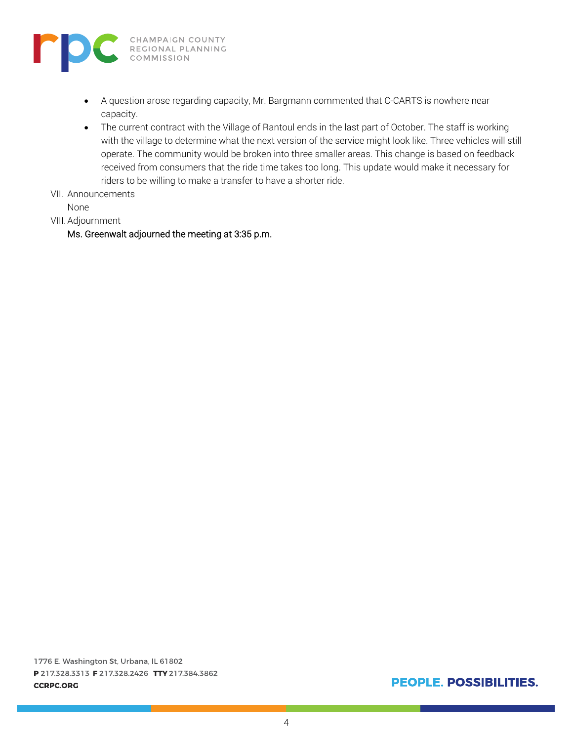- A question arose regarding capacity, Mr. Bargmann commented that C-CARTS is nowhere near capacity.
- The current contract with the Village of Rantoul ends in the last part of October. The staff is working with the village to determine what the next version of the service might look like. Three vehicles will still operate. The community would be broken into three smaller areas. This change is based on feedback received from consumers that the ride time takes too long. This update would make it necessary for riders to be willing to make a transfer to have a shorter ride.

VII. Announcements

None

VIII. Adjournment

Ms. Greenwalt adjourned the meeting at 3:35 p.m.